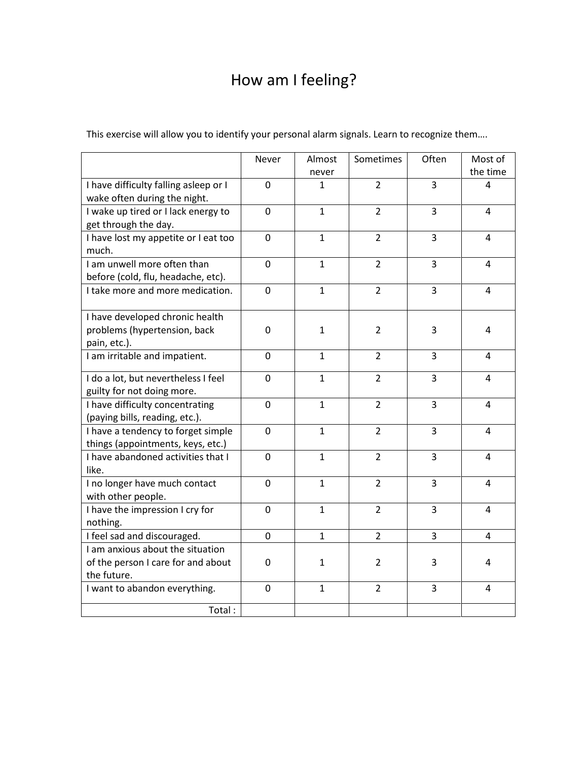# How am I feeling?

This exercise will allow you to identify your personal alarm signals. Learn to recognize them….

| | Never | Almost never | Sometimes | Often | Most of the time |
|---|---|---|---|---|---|
| I have difficulty falling asleep or I wake often during the night. | 0 | 1 | 2 | 3 | 4 |
| I wake up tired or I lack energy to get through the day. | 0 | 1 | 2 | 3 | 4 |
| I have lost my appetite or I eat too much. | 0 | 1 | 2 | 3 | 4 |
| I am unwell more often than before (cold, flu, headache, etc). | 0 | 1 | 2 | 3 | 4 |
| I take more and more medication. | 0 | 1 | 2 | 3 | 4 |
| I have developed chronic health problems (hypertension, back pain, etc.). | 0 | 1 | 2 | 3 | 4 |
| I am irritable and impatient. | 0 | 1 | 2 | 3 | 4 |
| I do a lot, but nevertheless I feel guilty for not doing more. | 0 | 1 | 2 | 3 | 4 |
| I have difficulty concentrating (paying bills, reading, etc.). | 0 | 1 | 2 | 3 | 4 |
| I have a tendency to forget simple things (appointments, keys, etc.) | 0 | 1 | 2 | 3 | 4 |
| I have abandoned activities that I like. | 0 | 1 | 2 | 3 | 4 |
| I no longer have much contact with other people. | 0 | 1 | 2 | 3 | 4 |
| I have the impression I cry for nothing. | 0 | 1 | 2 | 3 | 4 |
| I feel sad and discouraged. | 0 | 1 | 2 | 3 | 4 |
| I am anxious about the situation of the person I care for and about the future. | 0 | 1 | 2 | 3 | 4 |
| I want to abandon everything. | 0 | 1 | 2 | 3 | 4 |
| Total : | | | | | |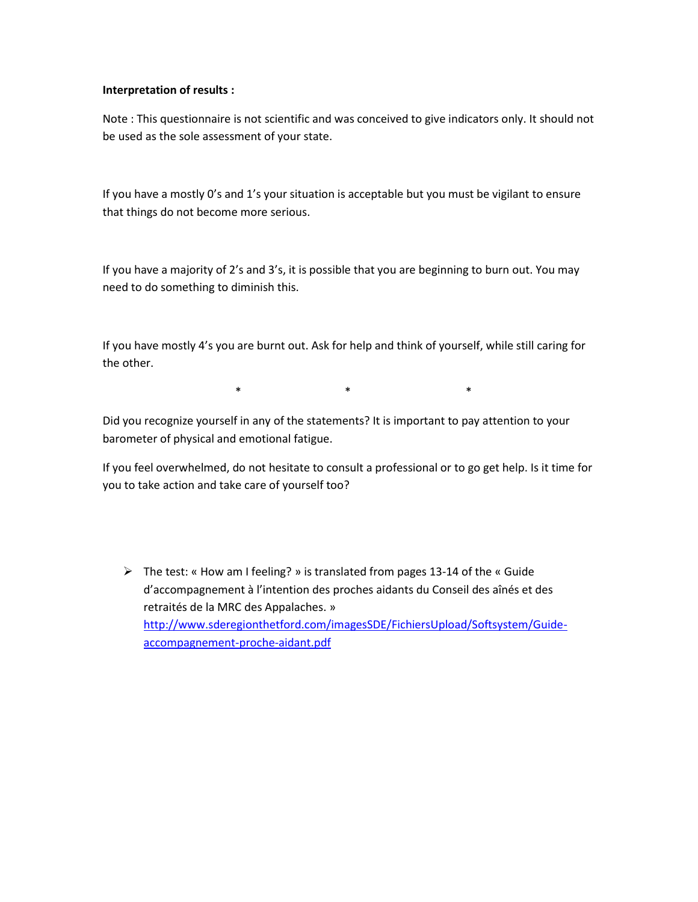**Interpretation of results :**

Note : This questionnaire is not scientific and was conceived to give indicators only. It should not be used as the sole assessment of your state.

If you have a mostly 0's and 1's your situation is acceptable but you must be vigilant to ensure that things do not become more serious.

If you have a majority of 2's and 3's, it is possible that you are beginning to burn out. You may need to do something to diminish this.

If you have mostly 4's you are burnt out. Ask for help and think of yourself, while still caring for the other.

\* \* \*

Did you recognize yourself in any of the statements? It is important to pay attention to your barometer of physical and emotional fatigue.

If you feel overwhelmed, do not hesitate to consult a professional or to go get help. Is it time for you to take action and take care of yourself too?

- The test: « How am I feeling? » is translated from pages 13-14 of the « Guide d'accompagnement à l'intention des proches aidants du Conseil des aînés et des retraités de la MRC des Appalaches. » [http://www.sderegionthetford.com/imagesSDE/FichiersUpload/Softsystem/Guide-accompagnement-proche-aidant.pdf](http://www.sderegionthetford.com/imagesSDE/FichiersUpload/Softsystem/Guide-accompagnement-proche-aidant.pdf)